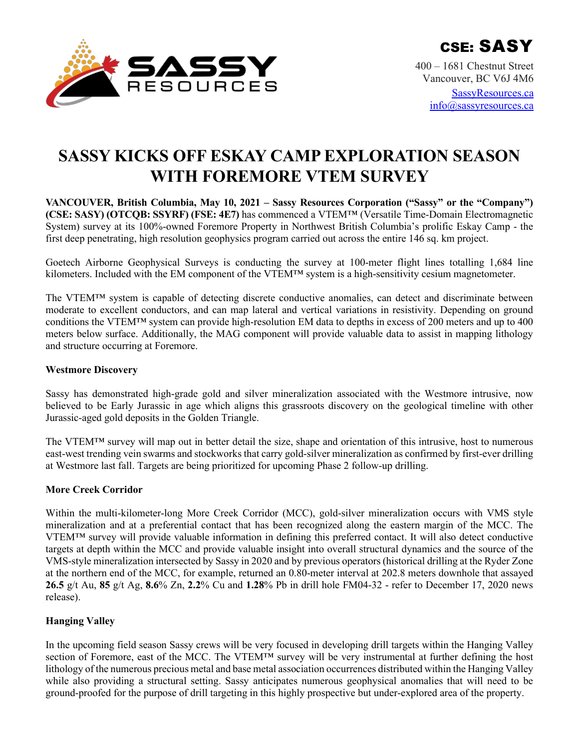**CSE: SASSY**

400 – 1681 Chestnut Street
Vancouver, BC V6J 4M6
SassyResources.ca
info@sassyresources.ca

# SASSY KICKS OFF ESKAY CAMP EXPLORATION SEASON WITH FOREMORE VTEM SURVEY

**VANCOUVER, British Columbia, May 10, 2021 – Sassy Resources Corporation ("Sassy" or the "Company") (CSE: SASY) (OTCQB: SSYRF) (FSE: 4E7)** has commenced a VTEM™ (Versatile Time-Domain Electromagnetic System) survey at its 100%-owned Foremore Property in Northwest British Columbia's prolific Eskay Camp - the first deep penetrating, high resolution geophysics program carried out across the entire 146 sq. km project.

Goetech Airborne Geophysical Surveys is conducting the survey at 100-meter flight lines totalling 1,684 line kilometers. Included with the EM component of the VTEM™ system is a high-sensitivity cesium magnetometer.

The VTEM™ system is capable of detecting discrete conductive anomalies, can detect and discriminate between moderate to excellent conductors, and can map lateral and vertical variations in resistivity. Depending on ground conditions the VTEM™ system can provide high-resolution EM data to depths in excess of 200 meters and up to 400 meters below surface. Additionally, the MAG component will provide valuable data to assist in mapping lithology and structure occurring at Foremore.

**Westmore Discovery**

Sassy has demonstrated high-grade gold and silver mineralization associated with the Westmore intrusive, now believed to be Early Jurassic in age which aligns this grassroots discovery on the geological timeline with other Jurassic-aged gold deposits in the Golden Triangle.

The VTEM™ survey will map out in better detail the size, shape and orientation of this intrusive, host to numerous east-west trending vein swarms and stockworks that carry gold-silver mineralization as confirmed by first-ever drilling at Westmore last fall. Targets are being prioritized for upcoming Phase 2 follow-up drilling.

**More Creek Corridor**

Within the multi-kilometer-long More Creek Corridor (MCC), gold-silver mineralization occurs with VMS style mineralization and at a preferential contact that has been recognized along the eastern margin of the MCC. The VTEM™ survey will provide valuable information in defining this preferred contact. It will also detect conductive targets at depth within the MCC and provide valuable insight into overall structural dynamics and the source of the VMS-style mineralization intersected by Sassy in 2020 and by previous operators (historical drilling at the Ryder Zone at the northern end of the MCC, for example, returned an 0.80-meter interval at 202.8 meters downhole that assayed **26.5** g/t Au, **85** g/t Ag, **8.6**% Zn, **2.2**% Cu and **1.28**% Pb in drill hole FM04-32 - refer to December 17, 2020 news release).

**Hanging Valley**

In the upcoming field season Sassy crews will be very focused in developing drill targets within the Hanging Valley section of Foremore, east of the MCC. The VTEM™ survey will be very instrumental at further defining the host lithology of the numerous precious metal and base metal association occurrences distributed within the Hanging Valley while also providing a structural setting. Sassy anticipates numerous geophysical anomalies that will need to be ground-proofed for the purpose of drill targeting in this highly prospective but under-explored area of the property.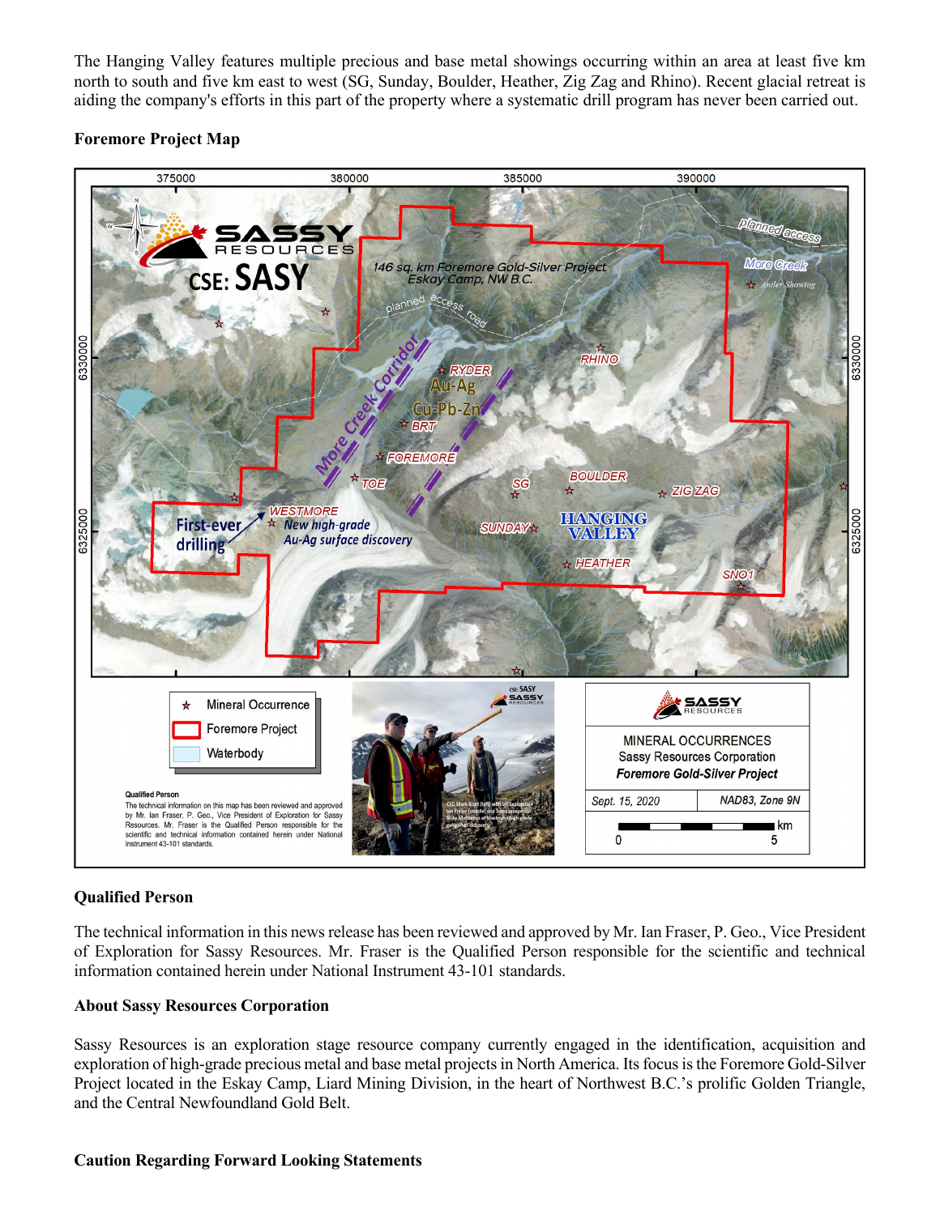The Hanging Valley features multiple precious and base metal showings occurring within an area at least five km north to south and five km east to west (SG, Sunday, Boulder, Heather, Zig Zag and Rhino). Recent glacial retreat is aiding the company's efforts in this part of the property where a systematic drill program has never been carried out.

**Foremore Project Map**

**Qualified Person**

The technical information in this news release has been reviewed and approved by Mr. Ian Fraser, P. Geo., Vice President of Exploration for Sassy Resources. Mr. Fraser is the Qualified Person responsible for the scientific and technical information contained herein under National Instrument 43-101 standards.

**About Sassy Resources Corporation**

Sassy Resources is an exploration stage resource company currently engaged in the identification, acquisition and exploration of high-grade precious metal and base metal projects in North America. Its focus is the Foremore Gold-Silver Project located in the Eskay Camp, Liard Mining Division, in the heart of Northwest B.C.'s prolific Golden Triangle, and the Central Newfoundland Gold Belt.

**Caution Regarding Forward Looking Statements**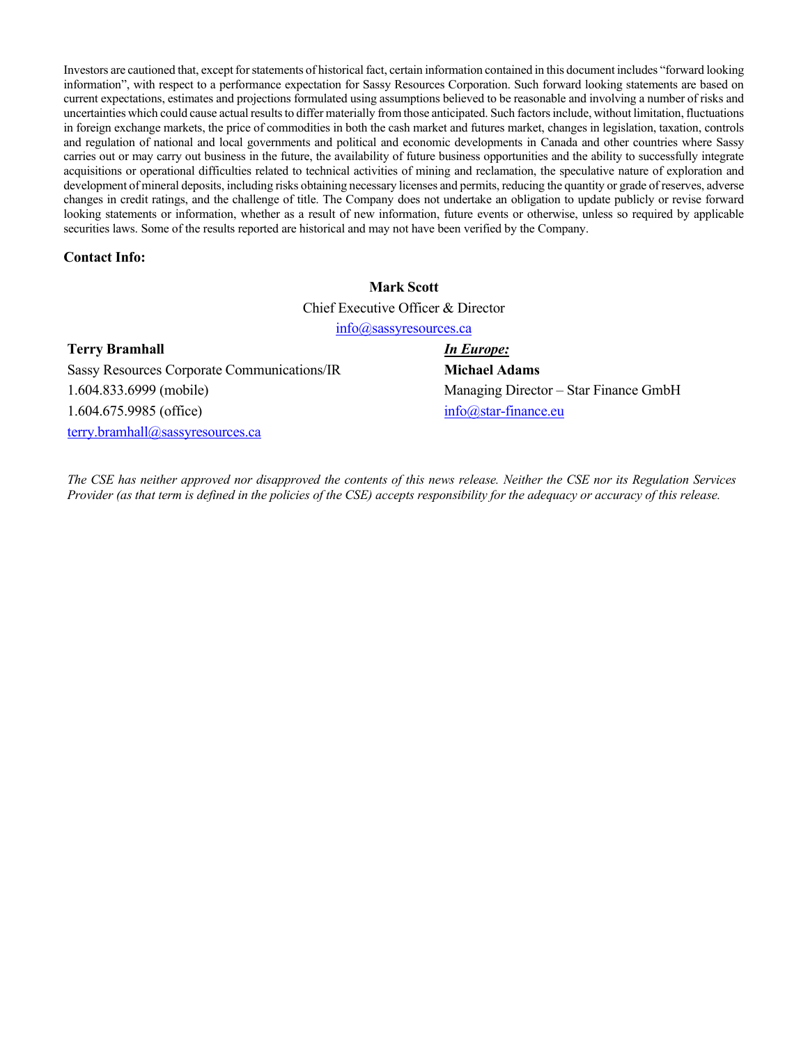Investors are cautioned that, except for statements of historical fact, certain information contained in this document includes "forward looking information", with respect to a performance expectation for Sassy Resources Corporation. Such forward looking statements are based on current expectations, estimates and projections formulated using assumptions believed to be reasonable and involving a number of risks and uncertainties which could cause actual results to differ materially from those anticipated. Such factors include, without limitation, fluctuations in foreign exchange markets, the price of commodities in both the cash market and futures market, changes in legislation, taxation, controls and regulation of national and local governments and political and economic developments in Canada and other countries where Sassy carries out or may carry out business in the future, the availability of future business opportunities and the ability to successfully integrate acquisitions or operational difficulties related to technical activities of mining and reclamation, the speculative nature of exploration and development of mineral deposits, including risks obtaining necessary licenses and permits, reducing the quantity or grade of reserves, adverse changes in credit ratings, and the challenge of title. The Company does not undertake an obligation to update publicly or revise forward looking statements or information, whether as a result of new information, future events or otherwise, unless so required by applicable securities laws. Some of the results reported are historical and may not have been verified by the Company.

**Contact Info:**

**Mark Scott**
Chief Executive Officer & Director
info@sassyresources.ca

**Terry Bramhall**
Sassy Resources Corporate Communications/IR
1.604.833.6999 (mobile)
1.604.675.9985 (office)
terry.bramhall@sassyresources.ca

***In Europe:***
**Michael Adams**
Managing Director – Star Finance GmbH
info@star-finance.eu

*The CSE has neither approved nor disapproved the contents of this news release. Neither the CSE nor its Regulation Services Provider (as that term is defined in the policies of the CSE) accepts responsibility for the adequacy or accuracy of this release.*